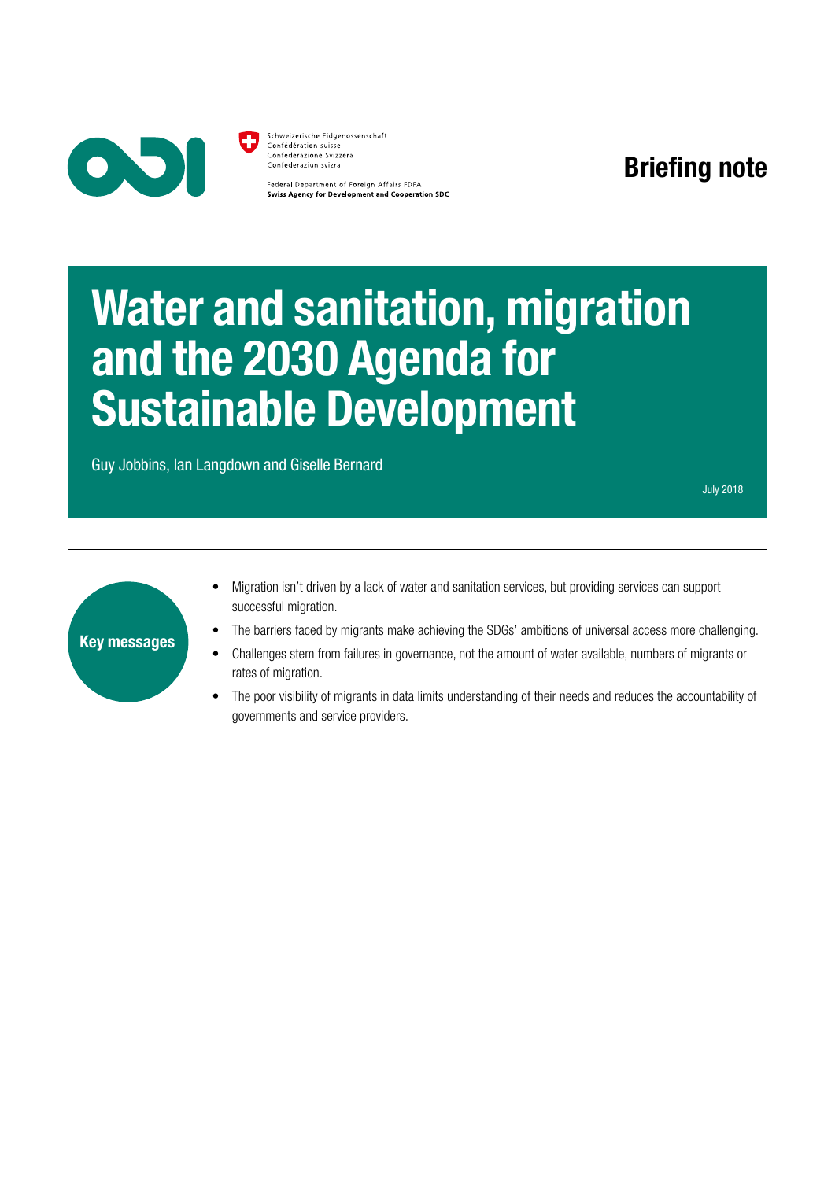Schweizerische Eidgenossenschaft
Confédération suisse
Confederazione Svizzera
Confederaziun svizra

Federal Department of Foreign Affairs FDFA
**Swiss Agency for Development and Cooperation SDC**

**Briefing note**

# Water and sanitation, migration and the 2030 Agenda for Sustainable Development

Guy Jobbins, Ian Langdown and Giselle Bernard

July 2018

**Key messages**

- Migration isn't driven by a lack of water and sanitation services, but providing services can support successful migration.
- The barriers faced by migrants make achieving the SDGs' ambitions of universal access more challenging.
- Challenges stem from failures in governance, not the amount of water available, numbers of migrants or rates of migration.
- The poor visibility of migrants in data limits understanding of their needs and reduces the accountability of governments and service providers.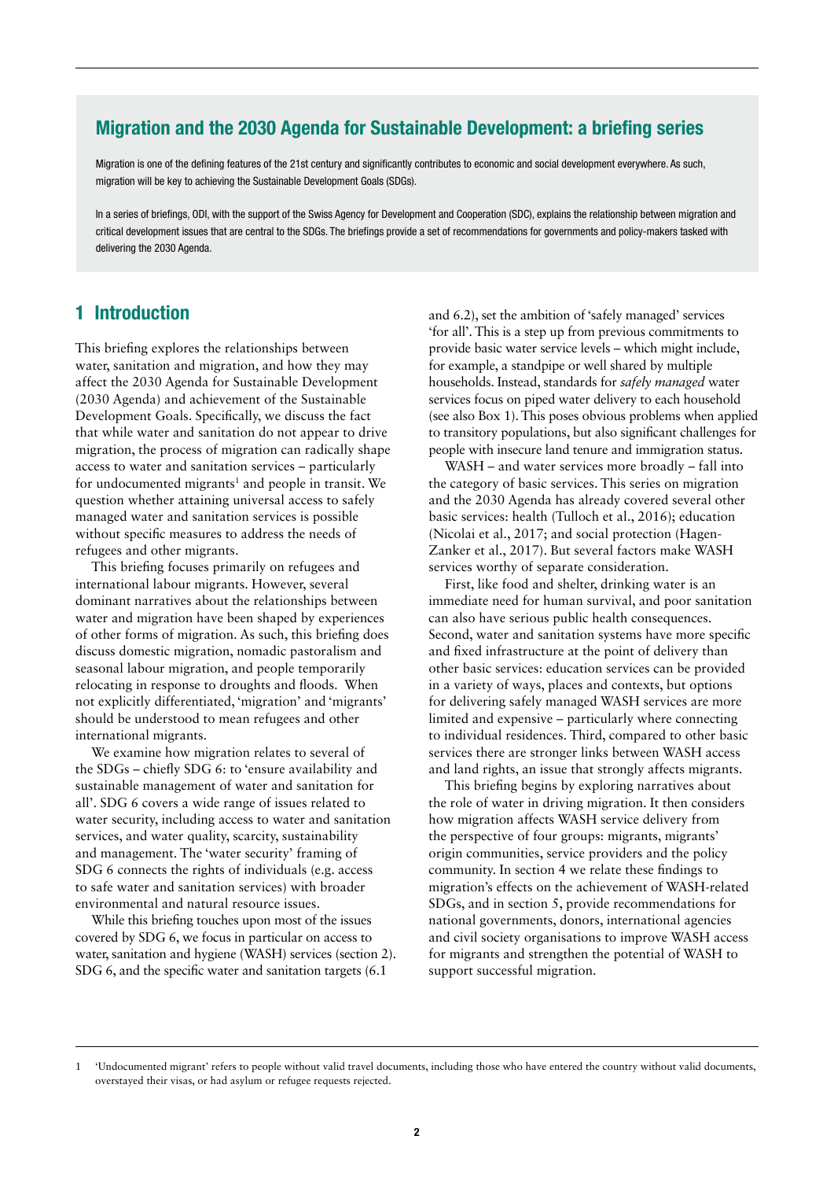## Migration and the 2030 Agenda for Sustainable Development: a briefing series

Migration is one of the defining features of the 21st century and significantly contributes to economic and social development everywhere. As such, migration will be key to achieving the Sustainable Development Goals (SDGs).

In a series of briefings, ODI, with the support of the Swiss Agency for Development and Cooperation (SDC), explains the relationship between migration and critical development issues that are central to the SDGs. The briefings provide a set of recommendations for governments and policy-makers tasked with delivering the 2030 Agenda.

## 1 Introduction

This briefing explores the relationships between water, sanitation and migration, and how they may affect the 2030 Agenda for Sustainable Development (2030 Agenda) and achievement of the Sustainable Development Goals. Specifically, we discuss the fact that while water and sanitation do not appear to drive migration, the process of migration can radically shape access to water and sanitation services – particularly for undocumented migrants[1] and people in transit. We question whether attaining universal access to safely managed water and sanitation services is possible without specific measures to address the needs of refugees and other migrants.

This briefing focuses primarily on refugees and international labour migrants. However, several dominant narratives about the relationships between water and migration have been shaped by experiences of other forms of migration. As such, this briefing does discuss domestic migration, nomadic pastoralism and seasonal labour migration, and people temporarily relocating in response to droughts and floods. When not explicitly differentiated, 'migration' and 'migrants' should be understood to mean refugees and other international migrants.

We examine how migration relates to several of the SDGs – chiefly SDG 6: to 'ensure availability and sustainable management of water and sanitation for all'. SDG 6 covers a wide range of issues related to water security, including access to water and sanitation services, and water quality, scarcity, sustainability and management. The 'water security' framing of SDG 6 connects the rights of individuals (e.g. access to safe water and sanitation services) with broader environmental and natural resource issues.

While this briefing touches upon most of the issues covered by SDG 6, we focus in particular on access to water, sanitation and hygiene (WASH) services (section 2). SDG 6, and the specific water and sanitation targets (6.1 and 6.2), set the ambition of 'safely managed' services 'for all'. This is a step up from previous commitments to provide basic water service levels – which might include, for example, a standpipe or well shared by multiple households. Instead, standards for *safely managed* water services focus on piped water delivery to each household (see also Box 1). This poses obvious problems when applied to transitory populations, but also significant challenges for people with insecure land tenure and immigration status.

WASH – and water services more broadly – fall into the category of basic services. This series on migration and the 2030 Agenda has already covered several other basic services: health (Tulloch et al., 2016); education (Nicolai et al., 2017; and social protection (Hagen-Zanker et al., 2017). But several factors make WASH services worthy of separate consideration.

First, like food and shelter, drinking water is an immediate need for human survival, and poor sanitation can also have serious public health consequences. Second, water and sanitation systems have more specific and fixed infrastructure at the point of delivery than other basic services: education services can be provided in a variety of ways, places and contexts, but options for delivering safely managed WASH services are more limited and expensive – particularly where connecting to individual residences. Third, compared to other basic services there are stronger links between WASH access and land rights, an issue that strongly affects migrants.

This briefing begins by exploring narratives about the role of water in driving migration. It then considers how migration affects WASH service delivery from the perspective of four groups: migrants, migrants' origin communities, service providers and the policy community. In section 4 we relate these findings to migration's effects on the achievement of WASH-related SDGs, and in section 5, provide recommendations for national governments, donors, international agencies and civil society organisations to improve WASH access for migrants and strengthen the potential of WASH to support successful migration.

---

[1] 'Undocumented migrant' refers to people without valid travel documents, including those who have entered the country without valid documents, overstayed their visas, or had asylum or refugee requests rejected.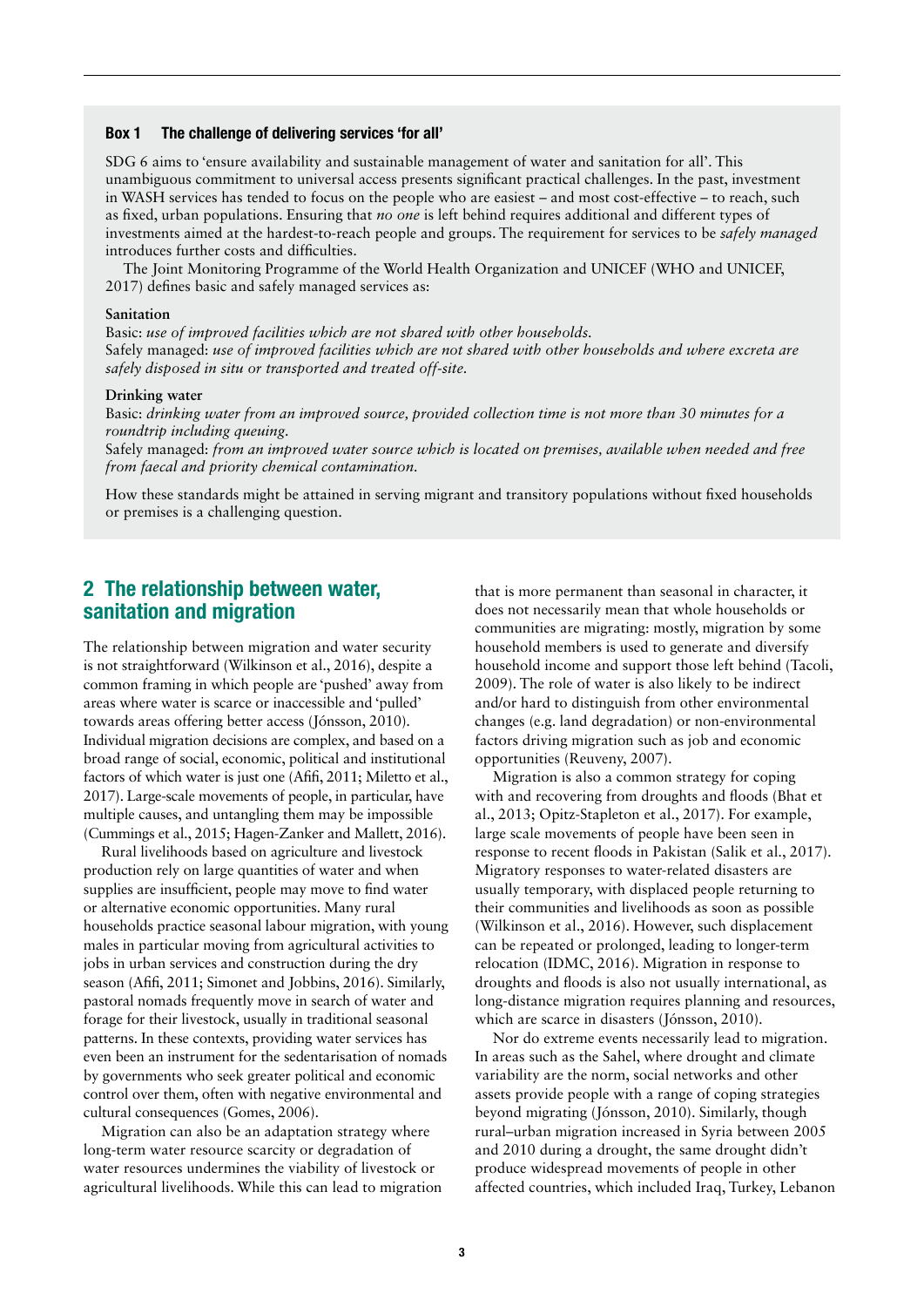**Box 1 The challenge of delivering services 'for all'**

SDG 6 aims to 'ensure availability and sustainable management of water and sanitation for all'. This unambiguous commitment to universal access presents significant practical challenges. In the past, investment in WASH services has tended to focus on the people who are easiest – and most cost-effective – to reach, such as fixed, urban populations. Ensuring that *no one* is left behind requires additional and different types of investments aimed at the hardest-to-reach people and groups. The requirement for services to be *safely managed* introduces further costs and difficulties.

The Joint Monitoring Programme of the World Health Organization and UNICEF (WHO and UNICEF, 2017) defines basic and safely managed services as:

**Sanitation**

Basic: *use of improved facilities which are not shared with other households.*

Safely managed: *use of improved facilities which are not shared with other households and where excreta are safely disposed in situ or transported and treated off-site.*

**Drinking water**

Basic: *drinking water from an improved source, provided collection time is not more than 30 minutes for a roundtrip including queuing.*

Safely managed: *from an improved water source which is located on premises, available when needed and free from faecal and priority chemical contamination.*

How these standards might be attained in serving migrant and transitory populations without fixed households or premises is a challenging question.

## 2 The relationship between water, sanitation and migration

The relationship between migration and water security is not straightforward (Wilkinson et al., 2016), despite a common framing in which people are 'pushed' away from areas where water is scarce or inaccessible and 'pulled' towards areas offering better access (Jónsson, 2010). Individual migration decisions are complex, and based on a broad range of social, economic, political and institutional factors of which water is just one (Afifi, 2011; Miletto et al., 2017). Large-scale movements of people, in particular, have multiple causes, and untangling them may be impossible (Cummings et al., 2015; Hagen-Zanker and Mallett, 2016).

Rural livelihoods based on agriculture and livestock production rely on large quantities of water and when supplies are insufficient, people may move to find water or alternative economic opportunities. Many rural households practice seasonal labour migration, with young males in particular moving from agricultural activities to jobs in urban services and construction during the dry season (Afifi, 2011; Simonet and Jobbins, 2016). Similarly, pastoral nomads frequently move in search of water and forage for their livestock, usually in traditional seasonal patterns. In these contexts, providing water services has even been an instrument for the sedentarisation of nomads by governments who seek greater political and economic control over them, often with negative environmental and cultural consequences (Gomes, 2006).

Migration can also be an adaptation strategy where long-term water resource scarcity or degradation of water resources undermines the viability of livestock or agricultural livelihoods. While this can lead to migration that is more permanent than seasonal in character, it does not necessarily mean that whole households or communities are migrating: mostly, migration by some household members is used to generate and diversify household income and support those left behind (Tacoli, 2009). The role of water is also likely to be indirect and/or hard to distinguish from other environmental changes (e.g. land degradation) or non-environmental factors driving migration such as job and economic opportunities (Reuveny, 2007).

Migration is also a common strategy for coping with and recovering from droughts and floods (Bhat et al., 2013; Opitz-Stapleton et al., 2017). For example, large scale movements of people have been seen in response to recent floods in Pakistan (Salik et al., 2017). Migratory responses to water-related disasters are usually temporary, with displaced people returning to their communities and livelihoods as soon as possible (Wilkinson et al., 2016). However, such displacement can be repeated or prolonged, leading to longer-term relocation (IDMC, 2016). Migration in response to droughts and floods is also not usually international, as long-distance migration requires planning and resources, which are scarce in disasters (Jónsson, 2010).

Nor do extreme events necessarily lead to migration. In areas such as the Sahel, where drought and climate variability are the norm, social networks and other assets provide people with a range of coping strategies beyond migrating (Jónsson, 2010). Similarly, though rural–urban migration increased in Syria between 2005 and 2010 during a drought, the same drought didn't produce widespread movements of people in other affected countries, which included Iraq, Turkey, Lebanon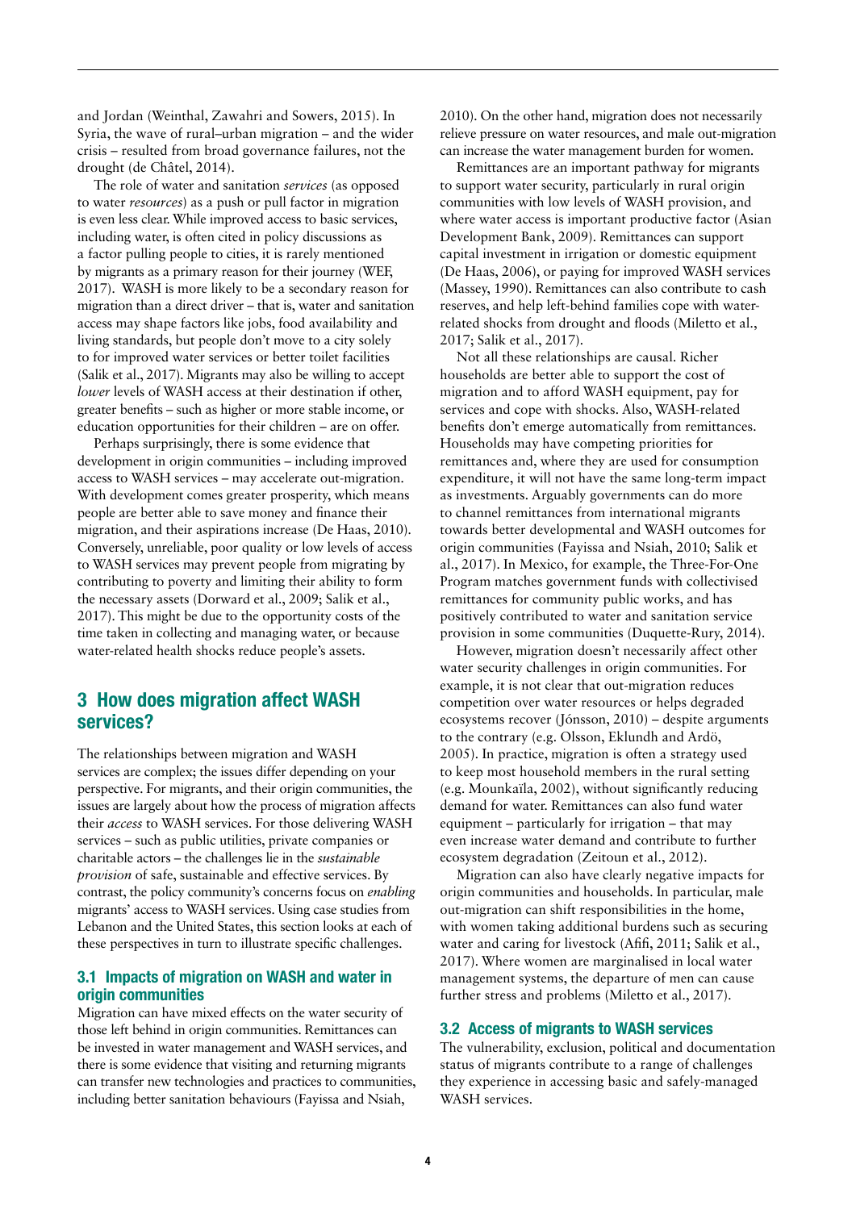and Jordan (Weinthal, Zawahri and Sowers, 2015). In Syria, the wave of rural–urban migration – and the wider crisis – resulted from broad governance failures, not the drought (de Châtel, 2014).

The role of water and sanitation *services* (as opposed to water *resources*) as a push or pull factor in migration is even less clear. While improved access to basic services, including water, is often cited in policy discussions as a factor pulling people to cities, it is rarely mentioned by migrants as a primary reason for their journey (WEF, 2017). WASH is more likely to be a secondary reason for migration than a direct driver – that is, water and sanitation access may shape factors like jobs, food availability and living standards, but people don't move to a city solely to for improved water services or better toilet facilities (Salik et al., 2017). Migrants may also be willing to accept *lower* levels of WASH access at their destination if other, greater benefits – such as higher or more stable income, or education opportunities for their children – are on offer.

Perhaps surprisingly, there is some evidence that development in origin communities – including improved access to WASH services – may accelerate out-migration. With development comes greater prosperity, which means people are better able to save money and finance their migration, and their aspirations increase (De Haas, 2010). Conversely, unreliable, poor quality or low levels of access to WASH services may prevent people from migrating by contributing to poverty and limiting their ability to form the necessary assets (Dorward et al., 2009; Salik et al., 2017). This might be due to the opportunity costs of the time taken in collecting and managing water, or because water-related health shocks reduce people's assets.

## 3 How does migration affect WASH services?

The relationships between migration and WASH services are complex; the issues differ depending on your perspective. For migrants, and their origin communities, the issues are largely about how the process of migration affects their *access* to WASH services. For those delivering WASH services – such as public utilities, private companies or charitable actors – the challenges lie in the *sustainable provision* of safe, sustainable and effective services. By contrast, the policy community's concerns focus on *enabling* migrants' access to WASH services. Using case studies from Lebanon and the United States, this section looks at each of these perspectives in turn to illustrate specific challenges.

### 3.1 Impacts of migration on WASH and water in origin communities

Migration can have mixed effects on the water security of those left behind in origin communities. Remittances can be invested in water management and WASH services, and there is some evidence that visiting and returning migrants can transfer new technologies and practices to communities, including better sanitation behaviours (Fayissa and Nsiah, 2010). On the other hand, migration does not necessarily relieve pressure on water resources, and male out-migration can increase the water management burden for women.

Remittances are an important pathway for migrants to support water security, particularly in rural origin communities with low levels of WASH provision, and where water access is important productive factor (Asian Development Bank, 2009). Remittances can support capital investment in irrigation or domestic equipment (De Haas, 2006), or paying for improved WASH services (Massey, 1990). Remittances can also contribute to cash reserves, and help left-behind families cope with water-related shocks from drought and floods (Miletto et al., 2017; Salik et al., 2017).

Not all these relationships are causal. Richer households are better able to support the cost of migration and to afford WASH equipment, pay for services and cope with shocks. Also, WASH-related benefits don't emerge automatically from remittances. Households may have competing priorities for remittances and, where they are used for consumption expenditure, it will not have the same long-term impact as investments. Arguably governments can do more to channel remittances from international migrants towards better developmental and WASH outcomes for origin communities (Fayissa and Nsiah, 2010; Salik et al., 2017). In Mexico, for example, the Three-For-One Program matches government funds with collectivised remittances for community public works, and has positively contributed to water and sanitation service provision in some communities (Duquette-Rury, 2014).

However, migration doesn't necessarily affect other water security challenges in origin communities. For example, it is not clear that out-migration reduces competition over water resources or helps degraded ecosystems recover (Jónsson, 2010) – despite arguments to the contrary (e.g. Olsson, Eklundh and Ardö, 2005). In practice, migration is often a strategy used to keep most household members in the rural setting (e.g. Mounkaïla, 2002), without significantly reducing demand for water. Remittances can also fund water equipment – particularly for irrigation – that may even increase water demand and contribute to further ecosystem degradation (Zeitoun et al., 2012).

Migration can also have clearly negative impacts for origin communities and households. In particular, male out-migration can shift responsibilities in the home, with women taking additional burdens such as securing water and caring for livestock (Afifi, 2011; Salik et al., 2017). Where women are marginalised in local water management systems, the departure of men can cause further stress and problems (Miletto et al., 2017).

### 3.2 Access of migrants to WASH services

The vulnerability, exclusion, political and documentation status of migrants contribute to a range of challenges they experience in accessing basic and safely-managed WASH services.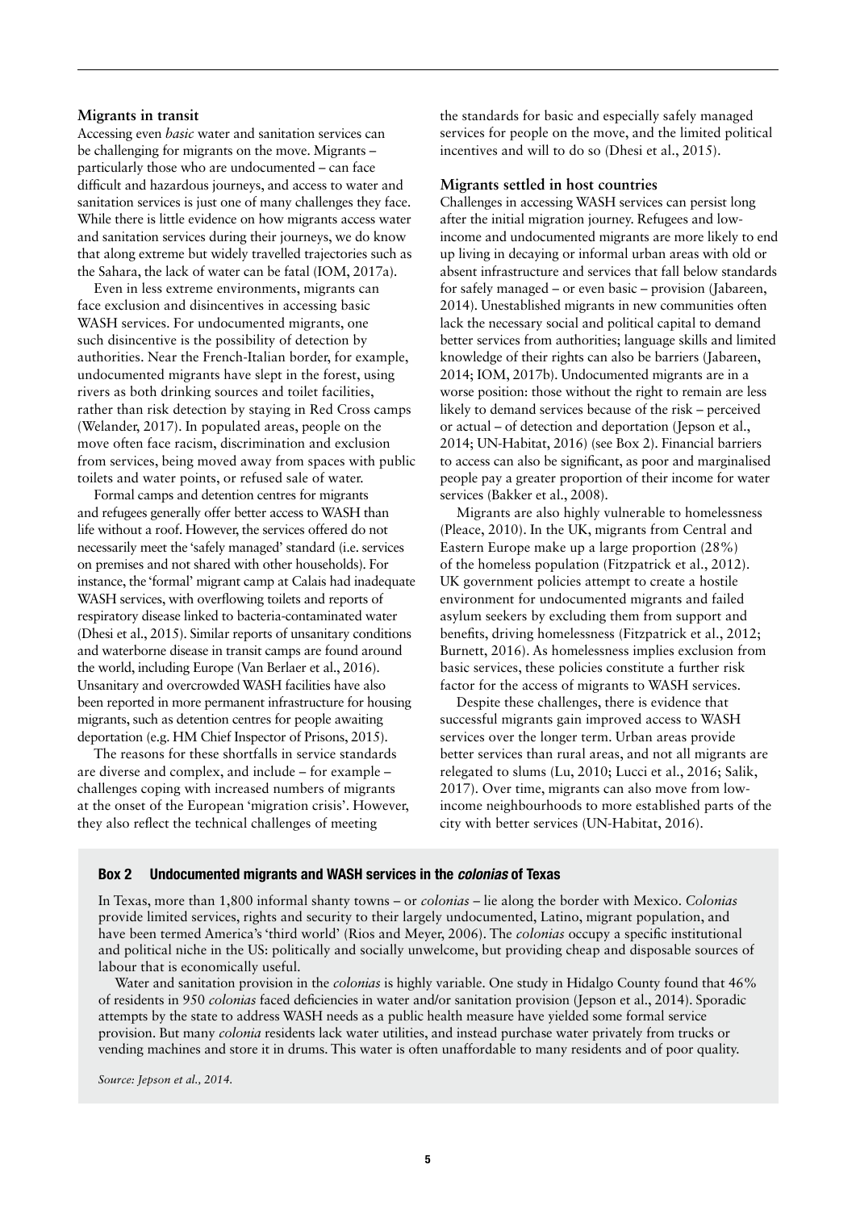### Migrants in transit

Accessing even *basic* water and sanitation services can be challenging for migrants on the move. Migrants – particularly those who are undocumented – can face difficult and hazardous journeys, and access to water and sanitation services is just one of many challenges they face. While there is little evidence on how migrants access water and sanitation services during their journeys, we do know that along extreme but widely travelled trajectories such as the Sahara, the lack of water can be fatal (IOM, 2017a).

Even in less extreme environments, migrants can face exclusion and disincentives in accessing basic WASH services. For undocumented migrants, one such disincentive is the possibility of detection by authorities. Near the French-Italian border, for example, undocumented migrants have slept in the forest, using rivers as both drinking sources and toilet facilities, rather than risk detection by staying in Red Cross camps (Welander, 2017). In populated areas, people on the move often face racism, discrimination and exclusion from services, being moved away from spaces with public toilets and water points, or refused sale of water.

Formal camps and detention centres for migrants and refugees generally offer better access to WASH than life without a roof. However, the services offered do not necessarily meet the 'safely managed' standard (i.e. services on premises and not shared with other households). For instance, the 'formal' migrant camp at Calais had inadequate WASH services, with overflowing toilets and reports of respiratory disease linked to bacteria-contaminated water (Dhesi et al., 2015). Similar reports of unsanitary conditions and waterborne disease in transit camps are found around the world, including Europe (Van Berlaer et al., 2016). Unsanitary and overcrowded WASH facilities have also been reported in more permanent infrastructure for housing migrants, such as detention centres for people awaiting deportation (e.g. HM Chief Inspector of Prisons, 2015).

The reasons for these shortfalls in service standards are diverse and complex, and include – for example – challenges coping with increased numbers of migrants at the onset of the European 'migration crisis'. However, they also reflect the technical challenges of meeting the standards for basic and especially safely managed services for people on the move, and the limited political incentives and will to do so (Dhesi et al., 2015).

### Migrants settled in host countries

Challenges in accessing WASH services can persist long after the initial migration journey. Refugees and low-income and undocumented migrants are more likely to end up living in decaying or informal urban areas with old or absent infrastructure and services that fall below standards for safely managed – or even basic – provision (Jabareen, 2014). Unestablished migrants in new communities often lack the necessary social and political capital to demand better services from authorities; language skills and limited knowledge of their rights can also be barriers (Jabareen, 2014; IOM, 2017b). Undocumented migrants are in a worse position: those without the right to remain are less likely to demand services because of the risk – perceived or actual – of detection and deportation (Jepson et al., 2014; UN-Habitat, 2016) (see Box 2). Financial barriers to access can also be significant, as poor and marginalised people pay a greater proportion of their income for water services (Bakker et al., 2008).

Migrants are also highly vulnerable to homelessness (Pleace, 2010). In the UK, migrants from Central and Eastern Europe make up a large proportion (28%) of the homeless population (Fitzpatrick et al., 2012). UK government policies attempt to create a hostile environment for undocumented migrants and failed asylum seekers by excluding them from support and benefits, driving homelessness (Fitzpatrick et al., 2012; Burnett, 2016). As homelessness implies exclusion from basic services, these policies constitute a further risk factor for the access of migrants to WASH services.

Despite these challenges, there is evidence that successful migrants gain improved access to WASH services over the longer term. Urban areas provide better services than rural areas, and not all migrants are relegated to slums (Lu, 2010; Lucci et al., 2016; Salik, 2017). Over time, migrants can also move from low-income neighbourhoods to more established parts of the city with better services (UN-Habitat, 2016).

#### Box 2 Undocumented migrants and WASH services in the *colonias* of Texas

In Texas, more than 1,800 informal shanty towns – or *colonias* – lie along the border with Mexico. *Colonias* provide limited services, rights and security to their largely undocumented, Latino, migrant population, and have been termed America's 'third world' (Rios and Meyer, 2006). The *colonias* occupy a specific institutional and political niche in the US: politically and socially unwelcome, but providing cheap and disposable sources of labour that is economically useful.

Water and sanitation provision in the *colonias* is highly variable. One study in Hidalgo County found that 46% of residents in 950 *colonias* faced deficiencies in water and/or sanitation provision (Jepson et al., 2014). Sporadic attempts by the state to address WASH needs as a public health measure have yielded some formal service provision. But many *colonia* residents lack water utilities, and instead purchase water privately from trucks or vending machines and store it in drums. This water is often unaffordable to many residents and of poor quality.

*Source: Jepson et al., 2014.*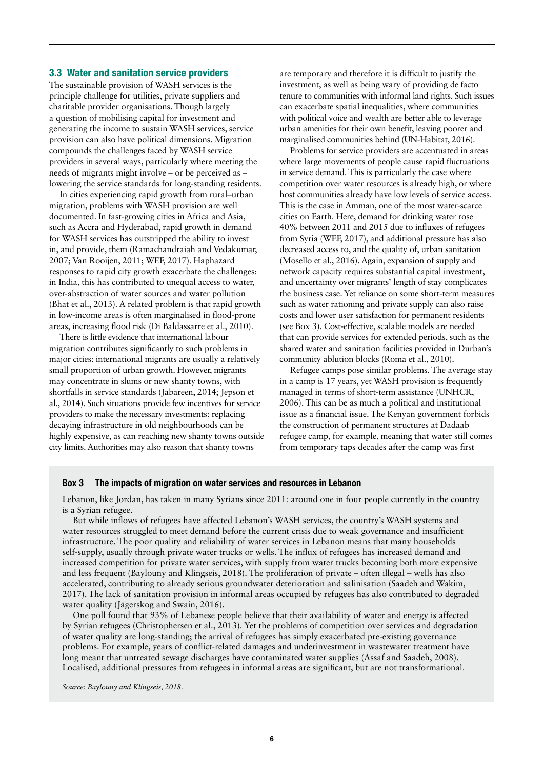### 3.3 Water and sanitation service providers

The sustainable provision of WASH services is the principle challenge for utilities, private suppliers and charitable provider organisations. Though largely a question of mobilising capital for investment and generating the income to sustain WASH services, service provision can also have political dimensions. Migration compounds the challenges faced by WASH service providers in several ways, particularly where meeting the needs of migrants might involve – or be perceived as – lowering the service standards for long-standing residents.

In cities experiencing rapid growth from rural–urban migration, problems with WASH provision are well documented. In fast-growing cities in Africa and Asia, such as Accra and Hyderabad, rapid growth in demand for WASH services has outstripped the ability to invest in, and provide, them (Ramachandraiah and Vedakumar, 2007; Van Rooijen, 2011; WEF, 2017). Haphazard responses to rapid city growth exacerbate the challenges: in India, this has contributed to unequal access to water, over-abstraction of water sources and water pollution (Bhat et al., 2013). A related problem is that rapid growth in low-income areas is often marginalised in flood-prone areas, increasing flood risk (Di Baldassarre et al., 2010).

There is little evidence that international labour migration contributes significantly to such problems in major cities: international migrants are usually a relatively small proportion of urban growth. However, migrants may concentrate in slums or new shanty towns, with shortfalls in service standards (Jabareen, 2014; Jepson et al., 2014). Such situations provide few incentives for service providers to make the necessary investments: replacing decaying infrastructure in old neighbourhoods can be highly expensive, as can reaching new shanty towns outside city limits. Authorities may also reason that shanty towns are temporary and therefore it is difficult to justify the investment, as well as being wary of providing de facto tenure to communities with informal land rights. Such issues can exacerbate spatial inequalities, where communities with political voice and wealth are better able to leverage urban amenities for their own benefit, leaving poorer and marginalised communities behind (UN-Habitat, 2016).

Problems for service providers are accentuated in areas where large movements of people cause rapid fluctuations in service demand. This is particularly the case where competition over water resources is already high, or where host communities already have low levels of service access. This is the case in Amman, one of the most water-scarce cities on Earth. Here, demand for drinking water rose 40% between 2011 and 2015 due to influxes of refugees from Syria (WEF, 2017), and additional pressure has also decreased access to, and the quality of, urban sanitation (Mosello et al., 2016). Again, expansion of supply and network capacity requires substantial capital investment, and uncertainty over migrants' length of stay complicates the business case. Yet reliance on some short-term measures such as water rationing and private supply can also raise costs and lower user satisfaction for permanent residents (see Box 3). Cost-effective, scalable models are needed that can provide services for extended periods, such as the shared water and sanitation facilities provided in Durban's community ablution blocks (Roma et al., 2010).

Refugee camps pose similar problems. The average stay in a camp is 17 years, yet WASH provision is frequently managed in terms of short-term assistance (UNHCR, 2006). This can be as much a political and institutional issue as a financial issue. The Kenyan government forbids the construction of permanent structures at Dadaab refugee camp, for example, meaning that water still comes from temporary taps decades after the camp was first

**Box 3 The impacts of migration on water services and resources in Lebanon**

Lebanon, like Jordan, has taken in many Syrians since 2011: around one in four people currently in the country is a Syrian refugee.

But while inflows of refugees have affected Lebanon's WASH services, the country's WASH systems and water resources struggled to meet demand before the current crisis due to weak governance and insufficient infrastructure. The poor quality and reliability of water services in Lebanon means that many households self-supply, usually through private water trucks or wells. The influx of refugees has increased demand and increased competition for private water services, with supply from water trucks becoming both more expensive and less frequent (Baylouny and Klingseis, 2018). The proliferation of private – often illegal – wells has also accelerated, contributing to already serious groundwater deterioration and salinisation (Saadeh and Wakim, 2017). The lack of sanitation provision in informal areas occupied by refugees has also contributed to degraded water quality (Jägerskog and Swain, 2016).

One poll found that 93% of Lebanese people believe that their availability of water and energy is affected by Syrian refugees (Christophersen et al., 2013). Yet the problems of competition over services and degradation of water quality are long-standing; the arrival of refugees has simply exacerbated pre-existing governance problems. For example, years of conflict-related damages and underinvestment in wastewater treatment have long meant that untreated sewage discharges have contaminated water supplies (Assaf and Saadeh, 2008). Localised, additional pressures from refugees in informal areas are significant, but are not transformational.

*Source: Baylouny and Klingseis, 2018.*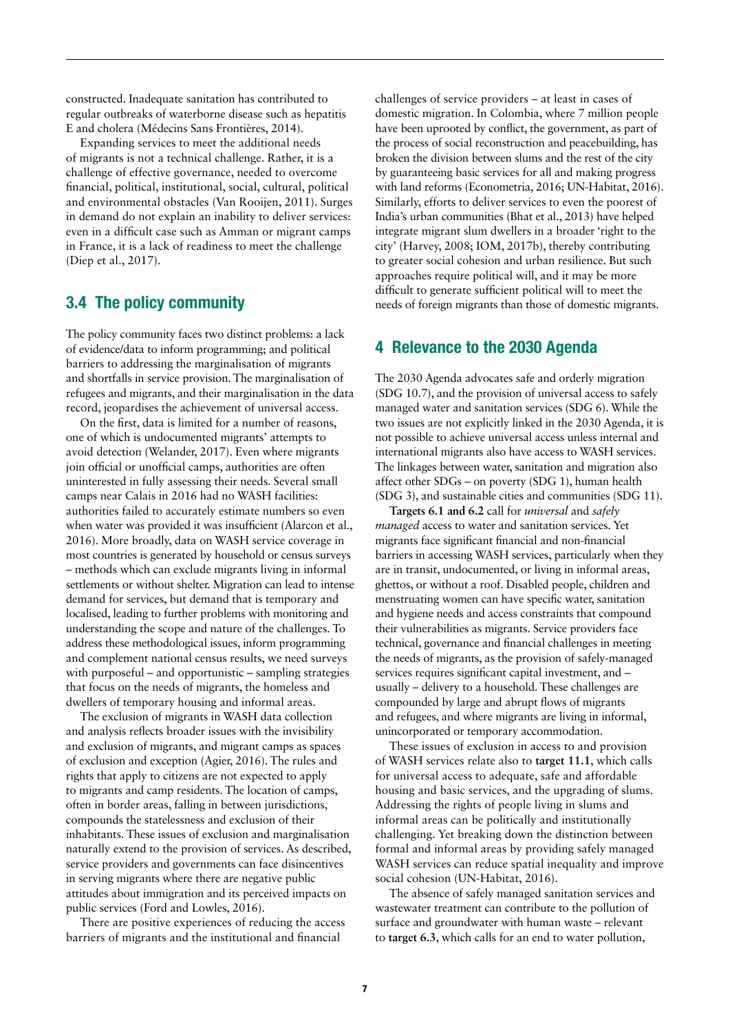constructed. Inadequate sanitation has contributed to regular outbreaks of waterborne disease such as hepatitis E and cholera (Médecins Sans Frontières, 2014).

Expanding services to meet the additional needs of migrants is not a technical challenge. Rather, it is a challenge of effective governance, needed to overcome financial, political, institutional, social, cultural, political and environmental obstacles (Van Rooijen, 2011). Surges in demand do not explain an inability to deliver services: even in a difficult case such as Amman or migrant camps in France, it is a lack of readiness to meet the challenge (Diep et al., 2017).

## 3.4 The policy community

The policy community faces two distinct problems: a lack of evidence/data to inform programming; and political barriers to addressing the marginalisation of migrants and shortfalls in service provision. The marginalisation of refugees and migrants, and their marginalisation in the data record, jeopardises the achievement of universal access.

On the first, data is limited for a number of reasons, one of which is undocumented migrants' attempts to avoid detection (Welander, 2017). Even where migrants join official or unofficial camps, authorities are often uninterested in fully assessing their needs. Several small camps near Calais in 2016 had no WASH facilities: authorities failed to accurately estimate numbers so even when water was provided it was insufficient (Alarcon et al., 2016). More broadly, data on WASH service coverage in most countries is generated by household or census surveys – methods which can exclude migrants living in informal settlements or without shelter. Migration can lead to intense demand for services, but demand that is temporary and localised, leading to further problems with monitoring and understanding the scope and nature of the challenges. To address these methodological issues, inform programming and complement national census results, we need surveys with purposeful – and opportunistic – sampling strategies that focus on the needs of migrants, the homeless and dwellers of temporary housing and informal areas.

The exclusion of migrants in WASH data collection and analysis reflects broader issues with the invisibility and exclusion of migrants, and migrant camps as spaces of exclusion and exception (Agier, 2016). The rules and rights that apply to citizens are not expected to apply to migrants and camp residents. The location of camps, often in border areas, falling in between jurisdictions, compounds the statelessness and exclusion of their inhabitants. These issues of exclusion and marginalisation naturally extend to the provision of services. As described, service providers and governments can face disincentives in serving migrants where there are negative public attitudes about immigration and its perceived impacts on public services (Ford and Lowles, 2016).

There are positive experiences of reducing the access barriers of migrants and the institutional and financial challenges of service providers – at least in cases of domestic migration. In Colombia, where 7 million people have been uprooted by conflict, the government, as part of the process of social reconstruction and peacebuilding, has broken the division between slums and the rest of the city by guaranteeing basic services for all and making progress with land reforms (Econometria, 2016; UN-Habitat, 2016). Similarly, efforts to deliver services to even the poorest of India's urban communities (Bhat et al., 2013) have helped integrate migrant slum dwellers in a broader 'right to the city' (Harvey, 2008; IOM, 2017b), thereby contributing to greater social cohesion and urban resilience. But such approaches require political will, and it may be more difficult to generate sufficient political will to meet the needs of foreign migrants than those of domestic migrants.

# 4 Relevance to the 2030 Agenda

The 2030 Agenda advocates safe and orderly migration (SDG 10.7), and the provision of universal access to safely managed water and sanitation services (SDG 6). While the two issues are not explicitly linked in the 2030 Agenda, it is not possible to achieve universal access unless internal and international migrants also have access to WASH services. The linkages between water, sanitation and migration also affect other SDGs – on poverty (SDG 1), human health (SDG 3), and sustainable cities and communities (SDG 11).

**Targets 6.1 and 6.2** call for *universal* and *safely managed* access to water and sanitation services. Yet migrants face significant financial and non-financial barriers in accessing WASH services, particularly when they are in transit, undocumented, or living in informal areas, ghettos, or without a roof. Disabled people, children and menstruating women can have specific water, sanitation and hygiene needs and access constraints that compound their vulnerabilities as migrants. Service providers face technical, governance and financial challenges in meeting the needs of migrants, as the provision of safely-managed services requires significant capital investment, and – usually – delivery to a household. These challenges are compounded by large and abrupt flows of migrants and refugees, and where migrants are living in informal, unincorporated or temporary accommodation.

These issues of exclusion in access to and provision of WASH services relate also to **target 11.1**, which calls for universal access to adequate, safe and affordable housing and basic services, and the upgrading of slums. Addressing the rights of people living in slums and informal areas can be politically and institutionally challenging. Yet breaking down the distinction between formal and informal areas by providing safely managed WASH services can reduce spatial inequality and improve social cohesion (UN-Habitat, 2016).

The absence of safely managed sanitation services and wastewater treatment can contribute to the pollution of surface and groundwater with human waste – relevant to **target 6.3**, which calls for an end to water pollution,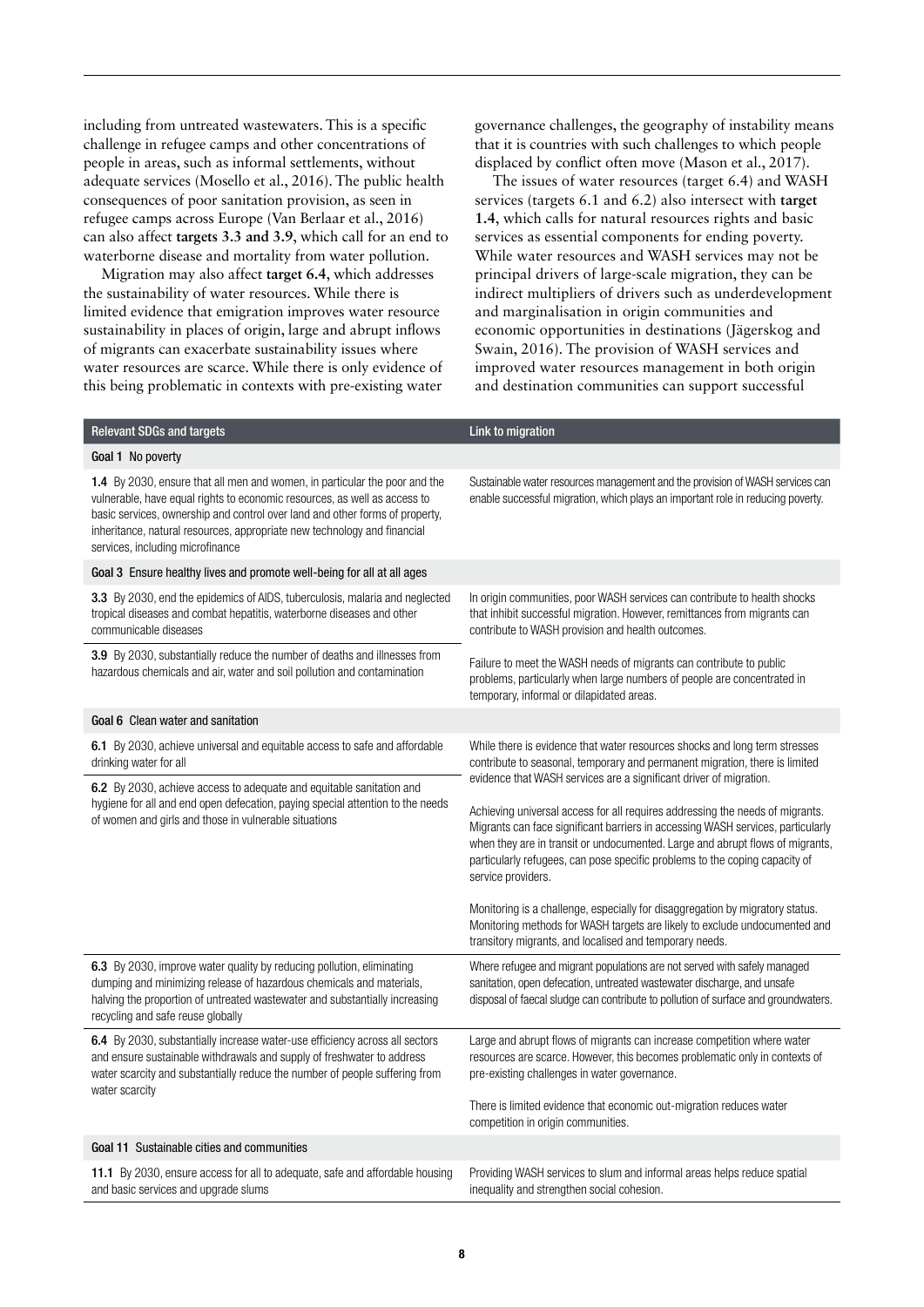including from untreated wastewaters. This is a specific challenge in refugee camps and other concentrations of people in areas, such as informal settlements, without adequate services (Mosello et al., 2016). The public health consequences of poor sanitation provision, as seen in refugee camps across Europe (Van Berlaar et al., 2016) can also affect **targets 3.3 and 3.9**, which call for an end to waterborne disease and mortality from water pollution.

Migration may also affect **target 6.4**, which addresses the sustainability of water resources. While there is limited evidence that emigration improves water resource sustainability in places of origin, large and abrupt inflows of migrants can exacerbate sustainability issues where water resources are scarce. While there is only evidence of this being problematic in contexts with pre-existing water governance challenges, the geography of instability means that it is countries with such challenges to which people displaced by conflict often move (Mason et al., 2017).

The issues of water resources (target 6.4) and WASH services (targets 6.1 and 6.2) also intersect with **target 1.4**, which calls for natural resources rights and basic services as essential components for ending poverty. While water resources and WASH services may not be principal drivers of large-scale migration, they can be indirect multipliers of drivers such as underdevelopment and marginalisation in origin communities and economic opportunities in destinations (Jägerskog and Swain, 2016). The provision of WASH services and improved water resources management in both origin and destination communities can support successful

| Relevant SDGs and targets | Link to migration |
|---|---|
| **Goal 1** No poverty | |
| **1.4** By 2030, ensure that all men and women, in particular the poor and the vulnerable, have equal rights to economic resources, as well as access to basic services, ownership and control over land and other forms of property, inheritance, natural resources, appropriate new technology and financial services, including microfinance | Sustainable water resources management and the provision of WASH services can enable successful migration, which plays an important role in reducing poverty. |
| **Goal 3** Ensure healthy lives and promote well-being for all at all ages | |
| **3.3** By 2030, end the epidemics of AIDS, tuberculosis, malaria and neglected tropical diseases and combat hepatitis, waterborne diseases and other communicable diseases | In origin communities, poor WASH services can contribute to health shocks that inhibit successful migration. However, remittances from migrants can contribute to WASH provision and health outcomes. |
| **3.9** By 2030, substantially reduce the number of deaths and illnesses from hazardous chemicals and air, water and soil pollution and contamination | Failure to meet the WASH needs of migrants can contribute to public problems, particularly when large numbers of people are concentrated in temporary, informal or dilapidated areas. |
| **Goal 6** Clean water and sanitation | |
| **6.1** By 2030, achieve universal and equitable access to safe and affordable drinking water for all<br><br>**6.2** By 2030, achieve access to adequate and equitable sanitation and hygiene for all and end open defecation, paying special attention to the needs of women and girls and those in vulnerable situations | While there is evidence that water resources shocks and long term stresses contribute to seasonal, temporary and permanent migration, there is limited evidence that WASH services are a significant driver of migration.<br><br>Achieving universal access for all requires addressing the needs of migrants. Migrants can face significant barriers in accessing WASH services, particularly when they are in transit or undocumented. Large and abrupt flows of migrants, particularly refugees, can pose specific problems to the coping capacity of service providers.<br><br>Monitoring is a challenge, especially for disaggregation by migratory status. Monitoring methods for WASH targets are likely to exclude undocumented and transitory migrants, and localised and temporary needs. |
| **6.3** By 2030, improve water quality by reducing pollution, eliminating dumping and minimizing release of hazardous chemicals and materials, halving the proportion of untreated wastewater and substantially increasing recycling and safe reuse globally | Where refugee and migrant populations are not served with safely managed sanitation, open defecation, untreated wastewater discharge, and unsafe disposal of faecal sludge can contribute to pollution of surface and groundwaters. |
| **6.4** By 2030, substantially increase water-use efficiency across all sectors and ensure sustainable withdrawals and supply of freshwater to address water scarcity and substantially reduce the number of people suffering from water scarcity | Large and abrupt flows of migrants can increase competition where water resources are scarce. However, this becomes problematic only in contexts of pre-existing challenges in water governance.<br><br>There is limited evidence that economic out-migration reduces water competition in origin communities. |
| **Goal 11** Sustainable cities and communities | |
| **11.1** By 2030, ensure access for all to adequate, safe and affordable housing and basic services and upgrade slums | Providing WASH services to slum and informal areas helps reduce spatial inequality and strengthen social cohesion. |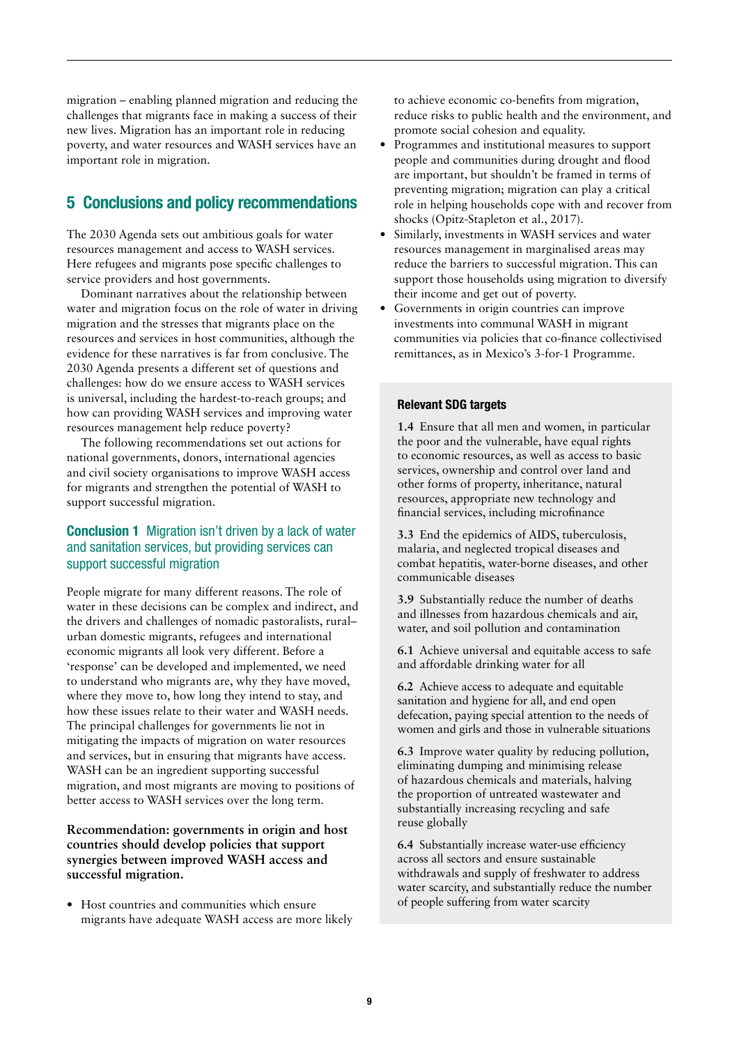migration – enabling planned migration and reducing the challenges that migrants face in making a success of their new lives. Migration has an important role in reducing poverty, and water resources and WASH services have an important role in migration.

## 5 Conclusions and policy recommendations

The 2030 Agenda sets out ambitious goals for water resources management and access to WASH services. Here refugees and migrants pose specific challenges to service providers and host governments.

Dominant narratives about the relationship between water and migration focus on the role of water in driving migration and the stresses that migrants place on the resources and services in host communities, although the evidence for these narratives is far from conclusive. The 2030 Agenda presents a different set of questions and challenges: how do we ensure access to WASH services is universal, including the hardest-to-reach groups; and how can providing WASH services and improving water resources management help reduce poverty?

The following recommendations set out actions for national governments, donors, international agencies and civil society organisations to improve WASH access for migrants and strengthen the potential of WASH to support successful migration.

### Conclusion 1 Migration isn't driven by a lack of water and sanitation services, but providing services can support successful migration

People migrate for many different reasons. The role of water in these decisions can be complex and indirect, and the drivers and challenges of nomadic pastoralists, rural–urban domestic migrants, refugees and international economic migrants all look very different. Before a 'response' can be developed and implemented, we need to understand who migrants are, why they have moved, where they move to, how long they intend to stay, and how these issues relate to their water and WASH needs. The principal challenges for governments lie not in mitigating the impacts of migration on water resources and services, but in ensuring that migrants have access. WASH can be an ingredient supporting successful migration, and most migrants are moving to positions of better access to WASH services over the long term.

**Recommendation: governments in origin and host countries should develop policies that support synergies between improved WASH access and successful migration.**

- Host countries and communities which ensure migrants have adequate WASH access are more likely to achieve economic co-benefits from migration, reduce risks to public health and the environment, and promote social cohesion and equality.
- Programmes and institutional measures to support people and communities during drought and flood are important, but shouldn't be framed in terms of preventing migration; migration can play a critical role in helping households cope with and recover from shocks (Opitz-Stapleton et al., 2017).
- Similarly, investments in WASH services and water resources management in marginalised areas may reduce the barriers to successful migration. This can support those households using migration to diversify their income and get out of poverty.
- Governments in origin countries can improve investments into communal WASH in migrant communities via policies that co-finance collectivised remittances, as in Mexico's 3-for-1 Programme.

#### Relevant SDG targets

**1.4** Ensure that all men and women, in particular the poor and the vulnerable, have equal rights to economic resources, as well as access to basic services, ownership and control over land and other forms of property, inheritance, natural resources, appropriate new technology and financial services, including microfinance

**3.3** End the epidemics of AIDS, tuberculosis, malaria, and neglected tropical diseases and combat hepatitis, water-borne diseases, and other communicable diseases

**3.9** Substantially reduce the number of deaths and illnesses from hazardous chemicals and air, water, and soil pollution and contamination

**6.1** Achieve universal and equitable access to safe and affordable drinking water for all

**6.2** Achieve access to adequate and equitable sanitation and hygiene for all, and end open defecation, paying special attention to the needs of women and girls and those in vulnerable situations

**6.3** Improve water quality by reducing pollution, eliminating dumping and minimising release of hazardous chemicals and materials, halving the proportion of untreated wastewater and substantially increasing recycling and safe reuse globally

**6.4** Substantially increase water-use efficiency across all sectors and ensure sustainable withdrawals and supply of freshwater to address water scarcity, and substantially reduce the number of people suffering from water scarcity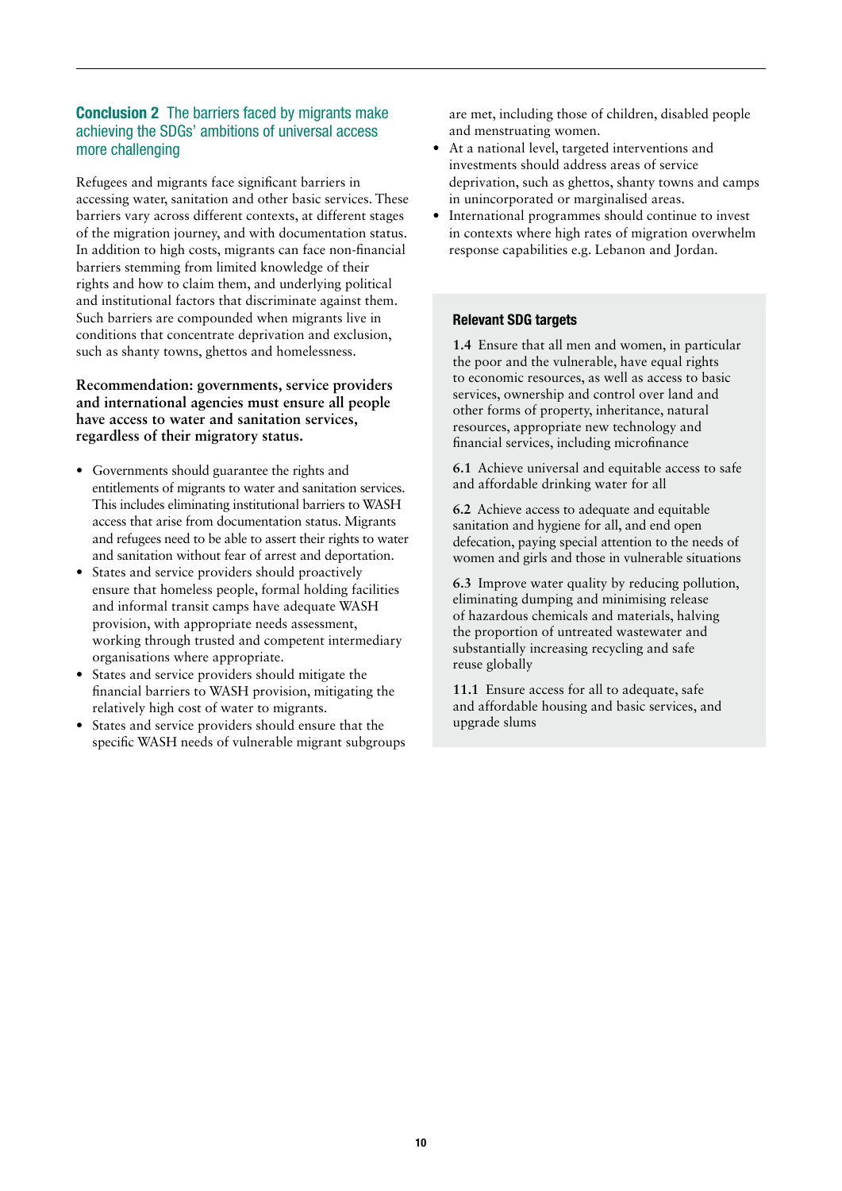## Conclusion 2 The barriers faced by migrants make achieving the SDGs' ambitions of universal access more challenging

Refugees and migrants face significant barriers in accessing water, sanitation and other basic services. These barriers vary across different contexts, at different stages of the migration journey, and with documentation status. In addition to high costs, migrants can face non-financial barriers stemming from limited knowledge of their rights and how to claim them, and underlying political and institutional factors that discriminate against them. Such barriers are compounded when migrants live in conditions that concentrate deprivation and exclusion, such as shanty towns, ghettos and homelessness.

**Recommendation: governments, service providers and international agencies must ensure all people have access to water and sanitation services, regardless of their migratory status.**

- Governments should guarantee the rights and entitlements of migrants to water and sanitation services. This includes eliminating institutional barriers to WASH access that arise from documentation status. Migrants and refugees need to be able to assert their rights to water and sanitation without fear of arrest and deportation.
- States and service providers should proactively ensure that homeless people, formal holding facilities and informal transit camps have adequate WASH provision, with appropriate needs assessment, working through trusted and competent intermediary organisations where appropriate.
- States and service providers should mitigate the financial barriers to WASH provision, mitigating the relatively high cost of water to migrants.
- States and service providers should ensure that the specific WASH needs of vulnerable migrant subgroups are met, including those of children, disabled people and menstruating women.
- At a national level, targeted interventions and investments should address areas of service deprivation, such as ghettos, shanty towns and camps in unincorporated or marginalised areas.
- International programmes should continue to invest in contexts where high rates of migration overwhelm response capabilities e.g. Lebanon and Jordan.

### Relevant SDG targets

**1.4** Ensure that all men and women, in particular the poor and the vulnerable, have equal rights to economic resources, as well as access to basic services, ownership and control over land and other forms of property, inheritance, natural resources, appropriate new technology and financial services, including microfinance

**6.1** Achieve universal and equitable access to safe and affordable drinking water for all

**6.2** Achieve access to adequate and equitable sanitation and hygiene for all, and end open defecation, paying special attention to the needs of women and girls and those in vulnerable situations

**6.3** Improve water quality by reducing pollution, eliminating dumping and minimising release of hazardous chemicals and materials, halving the proportion of untreated wastewater and substantially increasing recycling and safe reuse globally

**11.1** Ensure access for all to adequate, safe and affordable housing and basic services, and upgrade slums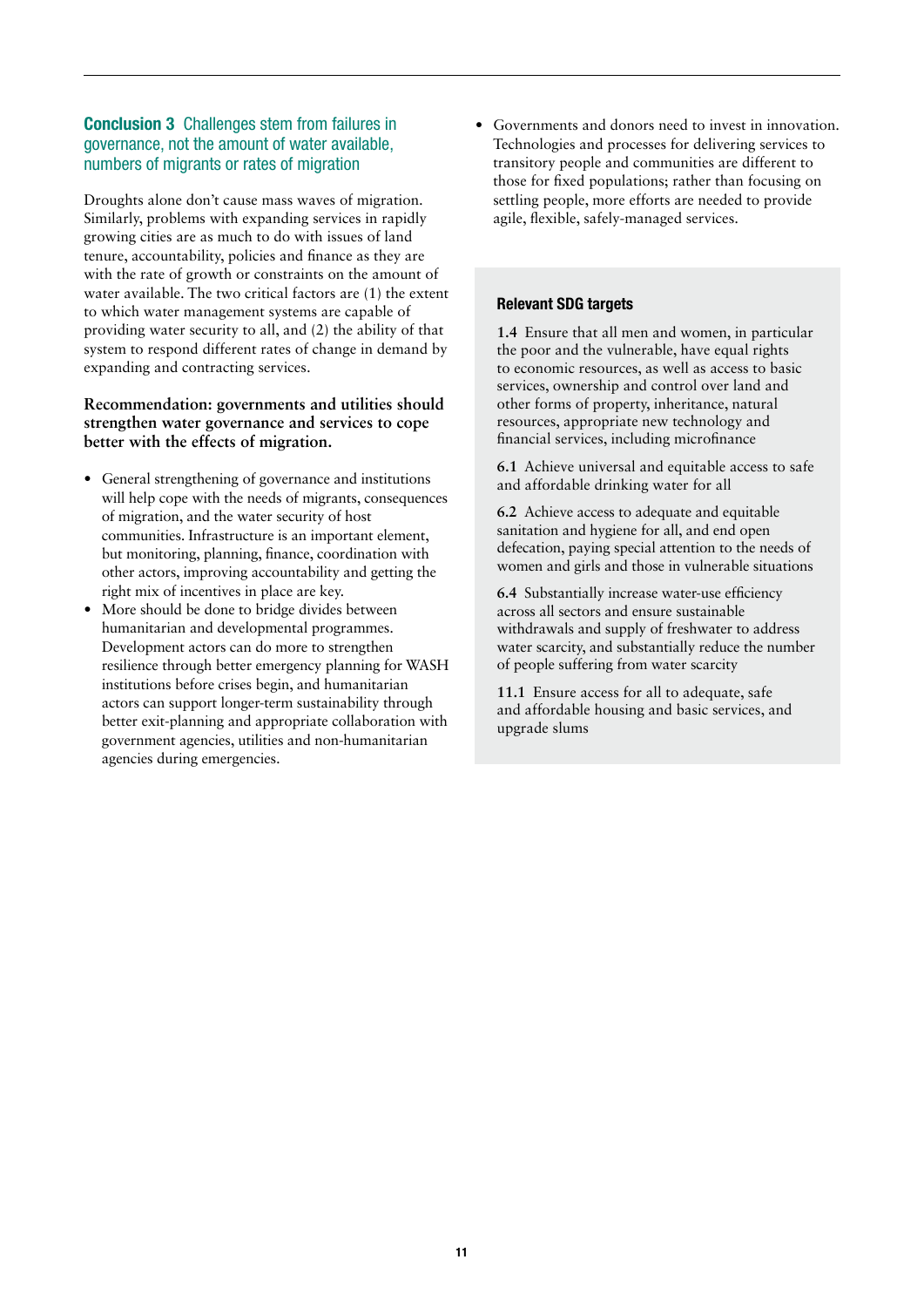## **Conclusion 3** Challenges stem from failures in governance, not the amount of water available, numbers of migrants or rates of migration

Droughts alone don't cause mass waves of migration. Similarly, problems with expanding services in rapidly growing cities are as much to do with issues of land tenure, accountability, policies and finance as they are with the rate of growth or constraints on the amount of water available. The two critical factors are (1) the extent to which water management systems are capable of providing water security to all, and (2) the ability of that system to respond different rates of change in demand by expanding and contracting services.

**Recommendation: governments and utilities should strengthen water governance and services to cope better with the effects of migration.**

- General strengthening of governance and institutions will help cope with the needs of migrants, consequences of migration, and the water security of host communities. Infrastructure is an important element, but monitoring, planning, finance, coordination with other actors, improving accountability and getting the right mix of incentives in place are key.
- More should be done to bridge divides between humanitarian and developmental programmes. Development actors can do more to strengthen resilience through better emergency planning for WASH institutions before crises begin, and humanitarian actors can support longer-term sustainability through better exit-planning and appropriate collaboration with government agencies, utilities and non-humanitarian agencies during emergencies.
- Governments and donors need to invest in innovation. Technologies and processes for delivering services to transitory people and communities are different to those for fixed populations; rather than focusing on settling people, more efforts are needed to provide agile, flexible, safely-managed services.

### Relevant SDG targets

**1.4** Ensure that all men and women, in particular the poor and the vulnerable, have equal rights to economic resources, as well as access to basic services, ownership and control over land and other forms of property, inheritance, natural resources, appropriate new technology and financial services, including microfinance

**6.1** Achieve universal and equitable access to safe and affordable drinking water for all

**6.2** Achieve access to adequate and equitable sanitation and hygiene for all, and end open defecation, paying special attention to the needs of women and girls and those in vulnerable situations

**6.4** Substantially increase water-use efficiency across all sectors and ensure sustainable withdrawals and supply of freshwater to address water scarcity, and substantially reduce the number of people suffering from water scarcity

**11.1** Ensure access for all to adequate, safe and affordable housing and basic services, and upgrade slums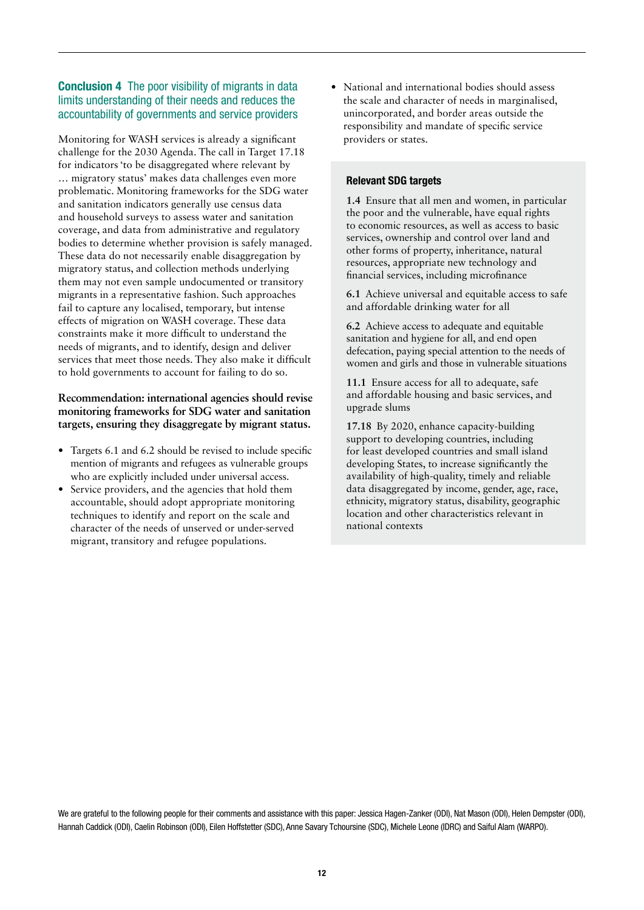### **Conclusion 4** The poor visibility of migrants in data limits understanding of their needs and reduces the accountability of governments and service providers

Monitoring for WASH services is already a significant challenge for the 2030 Agenda. The call in Target 17.18 for indicators 'to be disaggregated where relevant by … migratory status' makes data challenges even more problematic. Monitoring frameworks for the SDG water and sanitation indicators generally use census data and household surveys to assess water and sanitation coverage, and data from administrative and regulatory bodies to determine whether provision is safely managed. These data do not necessarily enable disaggregation by migratory status, and collection methods underlying them may not even sample undocumented or transitory migrants in a representative fashion. Such approaches fail to capture any localised, temporary, but intense effects of migration on WASH coverage. These data constraints make it more difficult to understand the needs of migrants, and to identify, design and deliver services that meet those needs. They also make it difficult to hold governments to account for failing to do so.

**Recommendation: international agencies should revise monitoring frameworks for SDG water and sanitation targets, ensuring they disaggregate by migrant status.**

- Targets 6.1 and 6.2 should be revised to include specific mention of migrants and refugees as vulnerable groups who are explicitly included under universal access.
- Service providers, and the agencies that hold them accountable, should adopt appropriate monitoring techniques to identify and report on the scale and character of the needs of unserved or under-served migrant, transitory and refugee populations.
- National and international bodies should assess the scale and character of needs in marginalised, unincorporated, and border areas outside the responsibility and mandate of specific service providers or states.

#### Relevant SDG targets

**1.4** Ensure that all men and women, in particular the poor and the vulnerable, have equal rights to economic resources, as well as access to basic services, ownership and control over land and other forms of property, inheritance, natural resources, appropriate new technology and financial services, including microfinance

**6.1** Achieve universal and equitable access to safe and affordable drinking water for all

**6.2** Achieve access to adequate and equitable sanitation and hygiene for all, and end open defecation, paying special attention to the needs of women and girls and those in vulnerable situations

**11.1** Ensure access for all to adequate, safe and affordable housing and basic services, and upgrade slums

**17.18** By 2020, enhance capacity-building support to developing countries, including for least developed countries and small island developing States, to increase significantly the availability of high-quality, timely and reliable data disaggregated by income, gender, age, race, ethnicity, migratory status, disability, geographic location and other characteristics relevant in national contexts

We are grateful to the following people for their comments and assistance with this paper: Jessica Hagen-Zanker (ODI), Nat Mason (ODI), Helen Dempster (ODI), Hannah Caddick (ODI), Caelin Robinson (ODI), Eilen Hoffstetter (SDC), Anne Savary Tchoursine (SDC), Michele Leone (IDRC) and Saiful Alam (WARPO).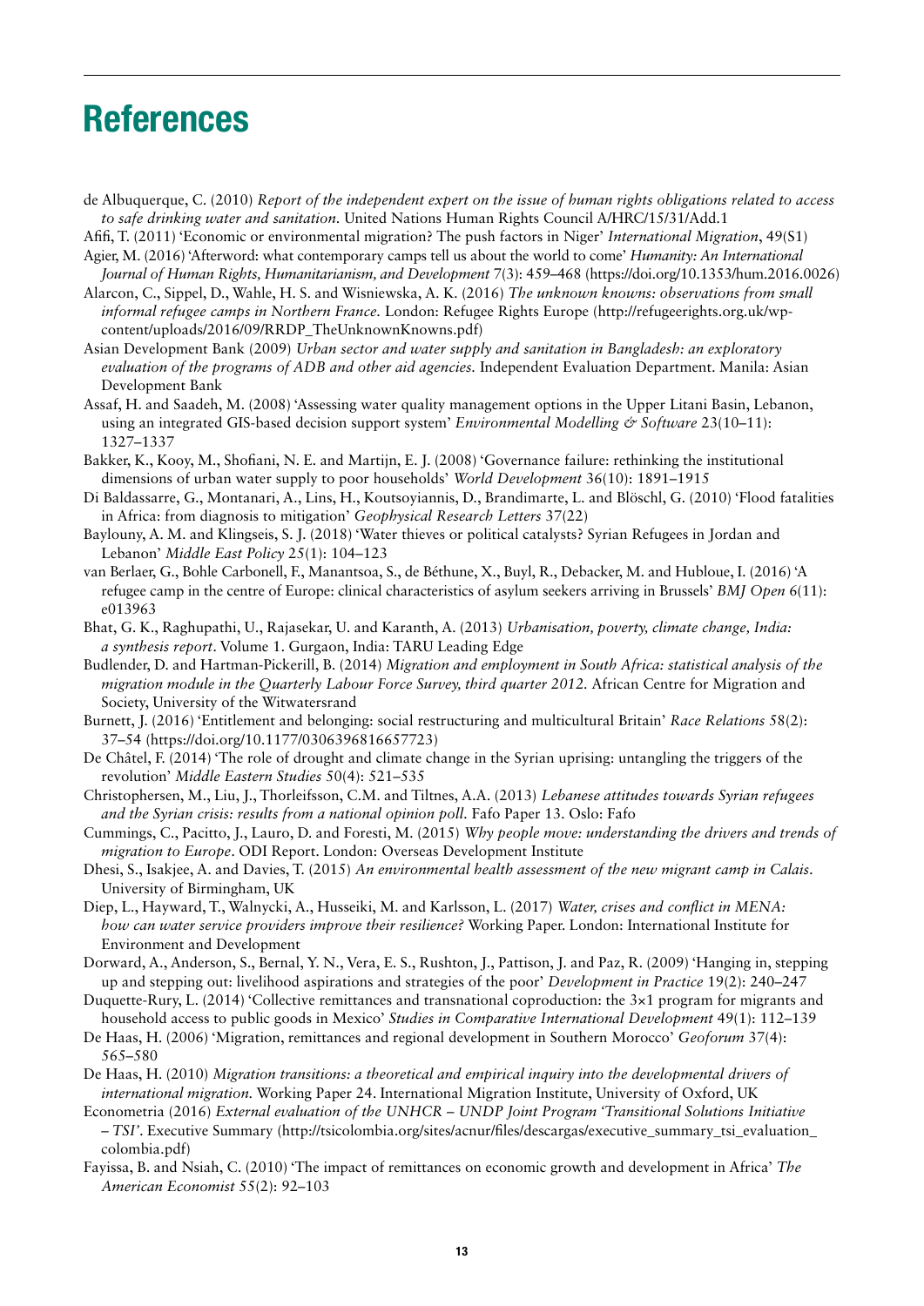# References

de Albuquerque, C. (2010) *Report of the independent expert on the issue of human rights obligations related to access to safe drinking water and sanitation*. United Nations Human Rights Council A/HRC/15/31/Add.1

Afifi, T. (2011) 'Economic or environmental migration? The push factors in Niger' *International Migration*, 49(S1)

Agier, M. (2016) 'Afterword: what contemporary camps tell us about the world to come' *Humanity: An International Journal of Human Rights, Humanitarianism, and Development* 7(3): 459–468 (https://doi.org/10.1353/hum.2016.0026)

Alarcon, C., Sippel, D., Wahle, H. S. and Wisniewska, A. K. (2016) *The unknown knowns: observations from small informal refugee camps in Northern France.* London: Refugee Rights Europe (http://refugeerights.org.uk/wp-content/uploads/2016/09/RRDP_TheUnknownKnowns.pdf)

Asian Development Bank (2009) *Urban sector and water supply and sanitation in Bangladesh: an exploratory evaluation of the programs of ADB and other aid agencies.* Independent Evaluation Department. Manila: Asian Development Bank

Assaf, H. and Saadeh, M. (2008) 'Assessing water quality management options in the Upper Litani Basin, Lebanon, using an integrated GIS-based decision support system' *Environmental Modelling & Software* 23(10–11): 1327–1337

Bakker, K., Kooy, M., Shofiani, N. E. and Martijn, E. J. (2008) 'Governance failure: rethinking the institutional dimensions of urban water supply to poor households' *World Development* 36(10): 1891–1915

Di Baldassarre, G., Montanari, A., Lins, H., Koutsoyiannis, D., Brandimarte, L. and Blöschl, G. (2010) 'Flood fatalities in Africa: from diagnosis to mitigation' *Geophysical Research Letters* 37(22)

Baylouny, A. M. and Klingseis, S. J. (2018) 'Water thieves or political catalysts? Syrian Refugees in Jordan and Lebanon' *Middle East Policy* 25(1): 104–123

van Berlaer, G., Bohle Carbonell, F., Manantsoa, S., de Béthune, X., Buyl, R., Debacker, M. and Hubloue, I. (2016) 'A refugee camp in the centre of Europe: clinical characteristics of asylum seekers arriving in Brussels' *BMJ Open* 6(11): e013963

Bhat, G. K., Raghupathi, U., Rajasekar, U. and Karanth, A. (2013) *Urbanisation, poverty, climate change, India: a synthesis report*. Volume 1. Gurgaon, India: TARU Leading Edge

Budlender, D. and Hartman-Pickerill, B. (2014) *Migration and employment in South Africa: statistical analysis of the migration module in the Quarterly Labour Force Survey, third quarter 2012.* African Centre for Migration and Society, University of the Witwatersrand

Burnett, J. (2016) 'Entitlement and belonging: social restructuring and multicultural Britain' *Race Relations* 58(2): 37–54 (https://doi.org/10.1177/0306396816657723)

De Châtel, F. (2014) 'The role of drought and climate change in the Syrian uprising: untangling the triggers of the revolution' *Middle Eastern Studies* 50(4): 521–535

Christophersen, M., Liu, J., Thorleifsson, C.M. and Tiltnes, A.A. (2013) *Lebanese attitudes towards Syrian refugees and the Syrian crisis: results from a national opinion poll.* Fafo Paper 13. Oslo: Fafo

Cummings, C., Pacitto, J., Lauro, D. and Foresti, M. (2015) *Why people move: understanding the drivers and trends of migration to Europe*. ODI Report. London: Overseas Development Institute

Dhesi, S., Isakjee, A. and Davies, T. (2015) *An environmental health assessment of the new migrant camp in Calais*. University of Birmingham, UK

Diep, L., Hayward, T., Walnycki, A., Husseiki, M. and Karlsson, L. (2017) *Water, crises and conflict in MENA: how can water service providers improve their resilience?* Working Paper. London: International Institute for Environment and Development

Dorward, A., Anderson, S., Bernal, Y. N., Vera, E. S., Rushton, J., Pattison, J. and Paz, R. (2009) 'Hanging in, stepping up and stepping out: livelihood aspirations and strategies of the poor' *Development in Practice* 19(2): 240–247

Duquette-Rury, L. (2014) 'Collective remittances and transnational coproduction: the 3×1 program for migrants and household access to public goods in Mexico' *Studies in Comparative International Development* 49(1): 112–139

De Haas, H. (2006) 'Migration, remittances and regional development in Southern Morocco' *Geoforum* 37(4): 565–580

De Haas, H. (2010) *Migration transitions: a theoretical and empirical inquiry into the developmental drivers of international migration.* Working Paper 24. International Migration Institute, University of Oxford, UK

Econometria (2016) *External evaluation of the UNHCR – UNDP Joint Program 'Transitional Solutions Initiative – TSI'*. Executive Summary (http://tsicolombia.org/sites/acnur/files/descargas/executive_summary_tsi_evaluation_colombia.pdf)

Fayissa, B. and Nsiah, C. (2010) 'The impact of remittances on economic growth and development in Africa' *The American Economist* 55(2): 92–103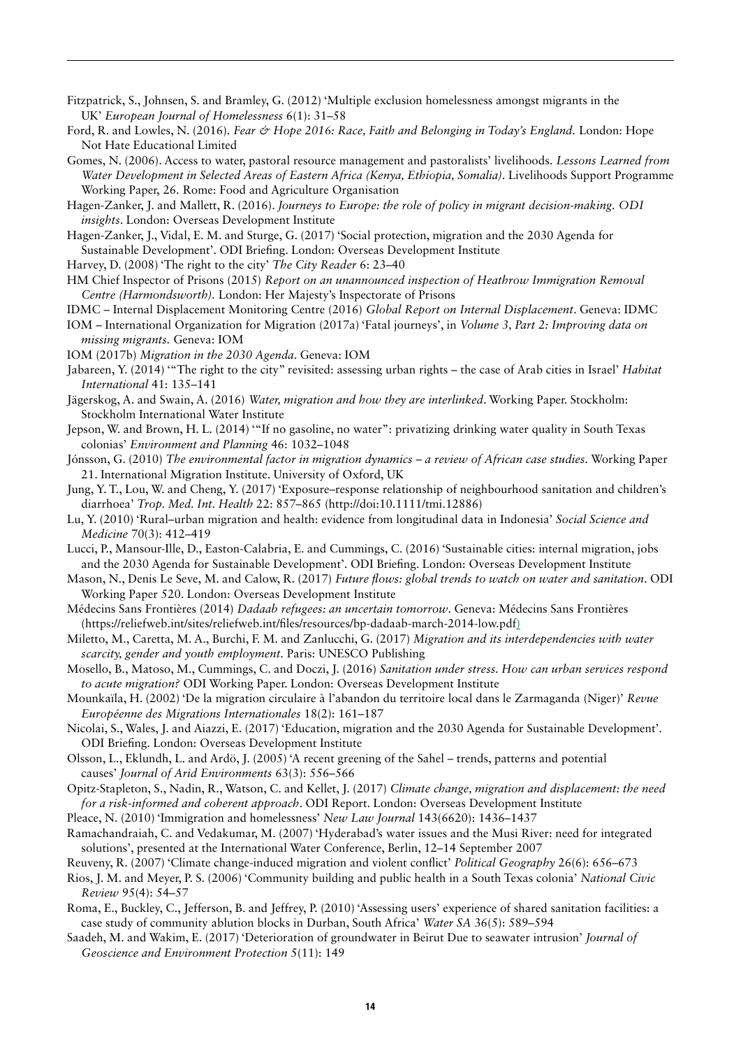Fitzpatrick, S., Johnsen, S. and Bramley, G. (2012) 'Multiple exclusion homelessness amongst migrants in the UK' *European Journal of Homelessness* 6(1): 31–58

Ford, R. and Lowles, N. (2016). *Fear & Hope 2016: Race, Faith and Belonging in Today's England*. London: Hope Not Hate Educational Limited

Gomes, N. (2006). Access to water, pastoral resource management and pastoralists' livelihoods. *Lessons Learned from Water Development in Selected Areas of Eastern Africa (Kenya, Ethiopia, Somalia)*. Livelihoods Support Programme Working Paper, 26. Rome: Food and Agriculture Organisation

Hagen-Zanker, J. and Mallett, R. (2016). *Journeys to Europe: the role of policy in migrant decision-making. ODI insights*. London: Overseas Development Institute

Hagen-Zanker, J., Vidal, E. M. and Sturge, G. (2017) 'Social protection, migration and the 2030 Agenda for Sustainable Development'. ODI Briefing. London: Overseas Development Institute

Harvey, D. (2008) 'The right to the city' *The City Reader* 6: 23–40

HM Chief Inspector of Prisons (2015) *Report on an unannounced inspection of Heathrow Immigration Removal Centre (Harmondsworth)*. London: Her Majesty's Inspectorate of Prisons

IDMC – Internal Displacement Monitoring Centre (2016) *Global Report on Internal Displacement*. Geneva: IDMC

IOM – International Organization for Migration (2017a) 'Fatal journeys', in *Volume 3, Part 2: Improving data on missing migrants*. Geneva: IOM

IOM (2017b) *Migration in the 2030 Agenda*. Geneva: IOM

Jabareen, Y. (2014) '"The right to the city" revisited: assessing urban rights – the case of Arab cities in Israel' *Habitat International* 41: 135–141

Jägerskog, A. and Swain, A. (2016) *Water, migration and how they are interlinked*. Working Paper. Stockholm: Stockholm International Water Institute

Jepson, W. and Brown, H. L. (2014) '"If no gasoline, no water": privatizing drinking water quality in South Texas colonias' *Environment and Planning* 46: 1032–1048

Jónsson, G. (2010) *The environmental factor in migration dynamics – a review of African case studies*. Working Paper 21. International Migration Institute. University of Oxford, UK

Jung, Y. T., Lou, W. and Cheng, Y. (2017) 'Exposure–response relationship of neighbourhood sanitation and children's diarrhoea' *Trop. Med. Int. Health* 22: 857–865 (http://doi:10.1111/tmi.12886)

Lu, Y. (2010) 'Rural–urban migration and health: evidence from longitudinal data in Indonesia' *Social Science and Medicine* 70(3): 412–419

Lucci, P., Mansour-Ille, D., Easton-Calabria, E. and Cummings, C. (2016) 'Sustainable cities: internal migration, jobs and the 2030 Agenda for Sustainable Development'. ODI Briefing. London: Overseas Development Institute

Mason, N., Denis Le Seve, M. and Calow, R. (2017) *Future flows: global trends to watch on water and sanitation*. ODI Working Paper 520. London: Overseas Development Institute

Médecins Sans Frontières (2014) *Dadaab refugees: an uncertain tomorrow*. Geneva: Médecins Sans Frontières (https://reliefweb.int/sites/reliefweb.int/files/resources/bp-dadaab-march-2014-low.pdf)

Miletto, M., Caretta, M. A., Burchi, F. M. and Zanlucchi, G. (2017) *Migration and its interdependencies with water scarcity, gender and youth employment*. Paris: UNESCO Publishing

Mosello, B., Matoso, M., Cummings, C. and Doczi, J. (2016) *Sanitation under stress. How can urban services respond to acute migration?* ODI Working Paper. London: Overseas Development Institute

Mounkaïla, H. (2002) 'De la migration circulaire à l'abandon du territoire local dans le Zarmaganda (Niger)' *Revue Européenne des Migrations Internationales* 18(2): 161–187

Nicolai, S., Wales, J. and Aiazzi, E. (2017) 'Education, migration and the 2030 Agenda for Sustainable Development'. ODI Briefing. London: Overseas Development Institute

Olsson, L., Eklundh, L. and Ardö, J. (2005) 'A recent greening of the Sahel – trends, patterns and potential causes' *Journal of Arid Environments* 63(3): 556–566

Opitz-Stapleton, S., Nadin, R., Watson, C. and Kellet, J. (2017) *Climate change, migration and displacement: the need for a risk-informed and coherent approach*. ODI Report. London: Overseas Development Institute

Pleace, N. (2010) 'Immigration and homelessness' *New Law Journal* 143(6620): 1436–1437

Ramachandraiah, C. and Vedakumar, M. (2007) 'Hyderabad's water issues and the Musi River: need for integrated solutions', presented at the International Water Conference, Berlin, 12–14 September 2007

Reuveny, R. (2007) 'Climate change-induced migration and violent conflict' *Political Geography* 26(6): 656–673

Rios, J. M. and Meyer, P. S. (2006) 'Community building and public health in a South Texas colonia' *National Civic Review* 95(4): 54–57

Roma, E., Buckley, C., Jefferson, B. and Jeffrey, P. (2010) 'Assessing users' experience of shared sanitation facilities: a case study of community ablution blocks in Durban, South Africa' *Water SA* 36(5): 589–594

Saadeh, M. and Wakim, E. (2017) 'Deterioration of groundwater in Beirut Due to seawater intrusion' *Journal of Geoscience and Environment Protection* 5(11): 149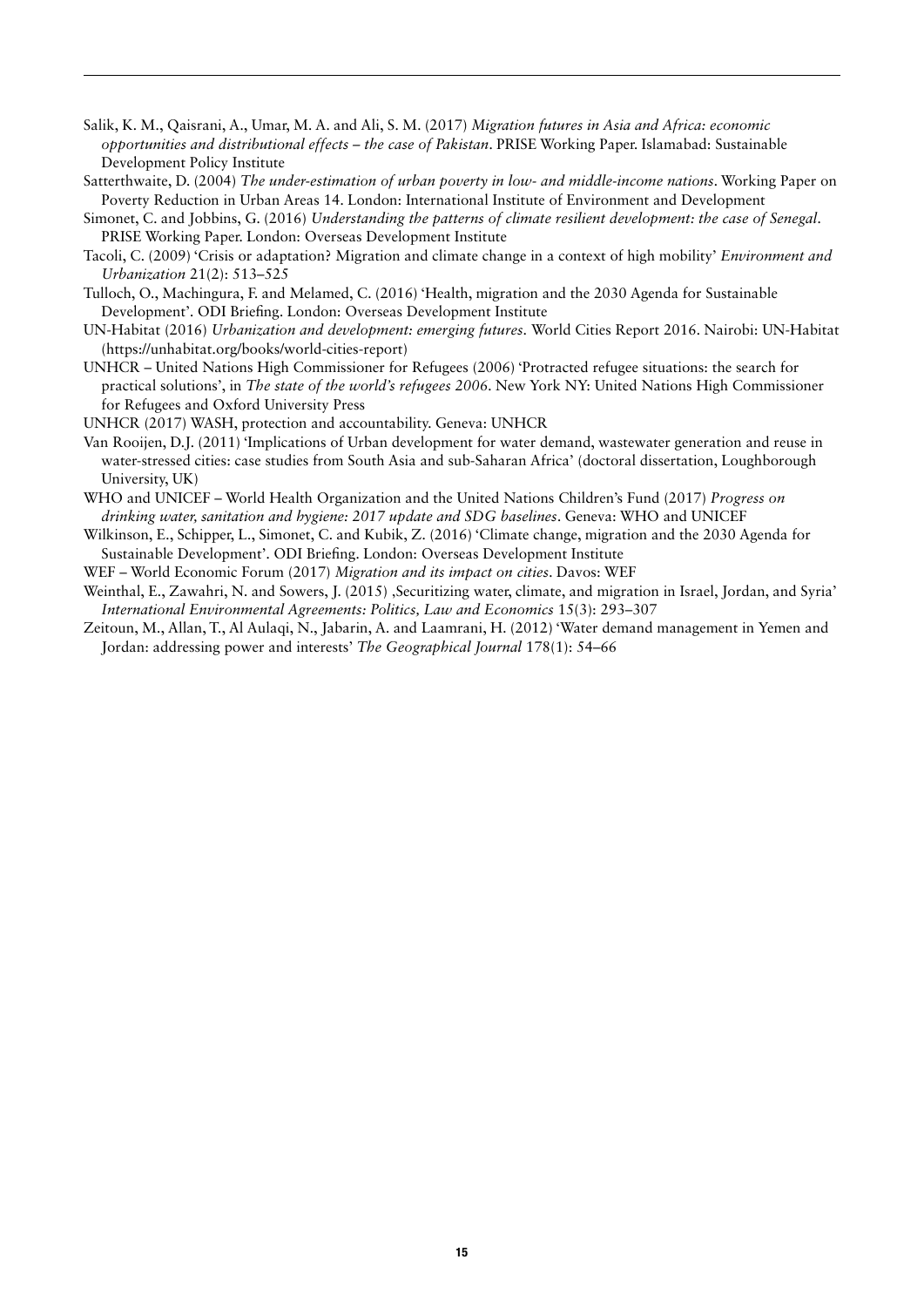Salik, K. M., Qaisrani, A., Umar, M. A. and Ali, S. M. (2017) *Migration futures in Asia and Africa: economic opportunities and distributional effects – the case of Pakistan*. PRISE Working Paper. Islamabad: Sustainable Development Policy Institute

Satterthwaite, D. (2004) *The under-estimation of urban poverty in low- and middle-income nations*. Working Paper on Poverty Reduction in Urban Areas 14. London: International Institute of Environment and Development

Simonet, C. and Jobbins, G. (2016) *Understanding the patterns of climate resilient development: the case of Senegal*. PRISE Working Paper. London: Overseas Development Institute

Tacoli, C. (2009) 'Crisis or adaptation? Migration and climate change in a context of high mobility' *Environment and Urbanization* 21(2): 513–525

Tulloch, O., Machingura, F. and Melamed, C. (2016) 'Health, migration and the 2030 Agenda for Sustainable Development'. ODI Briefing. London: Overseas Development Institute

UN-Habitat (2016) *Urbanization and development: emerging futures.* World Cities Report 2016. Nairobi: UN-Habitat (https://unhabitat.org/books/world-cities-report)

UNHCR – United Nations High Commissioner for Refugees (2006) 'Protracted refugee situations: the search for practical solutions', in *The state of the world's refugees 2006*. New York NY: United Nations High Commissioner for Refugees and Oxford University Press

UNHCR (2017) WASH, protection and accountability. Geneva: UNHCR

Van Rooijen, D.J. (2011) 'Implications of Urban development for water demand, wastewater generation and reuse in water-stressed cities: case studies from South Asia and sub-Saharan Africa' (doctoral dissertation, Loughborough University, UK)

WHO and UNICEF – World Health Organization and the United Nations Children's Fund (2017) *Progress on drinking water, sanitation and hygiene: 2017 update and SDG baselines*. Geneva: WHO and UNICEF

Wilkinson, E., Schipper, L., Simonet, C. and Kubik, Z. (2016) 'Climate change, migration and the 2030 Agenda for Sustainable Development'. ODI Briefing. London: Overseas Development Institute

WEF – World Economic Forum (2017) *Migration and its impact on cities*. Davos: WEF

Weinthal, E., Zawahri, N. and Sowers, J. (2015) ‚Securitizing water, climate, and migration in Israel, Jordan, and Syria' *International Environmental Agreements: Politics, Law and Economics* 15(3): 293–307

Zeitoun, M., Allan, T., Al Aulaqi, N., Jabarin, A. and Laamrani, H. (2012) 'Water demand management in Yemen and Jordan: addressing power and interests' *The Geographical Journal* 178(1): 54–66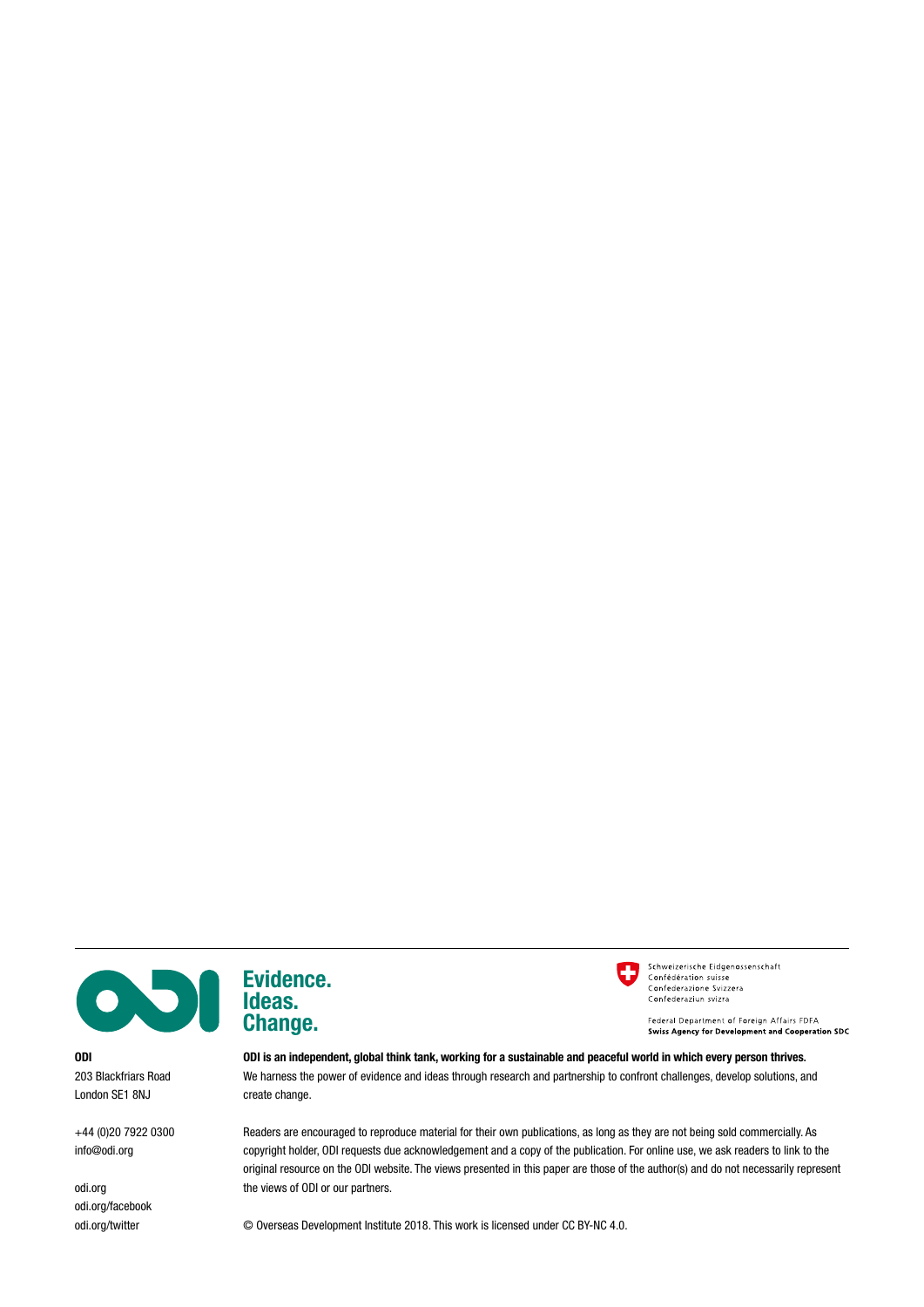Evidence.
Ideas.
Change.

Schweizerische Eidgenossenschaft
Confédération suisse
Confederazione Svizzera
Confederaziun svizra

Federal Department of Foreign Affairs FDFA
**Swiss Agency for Development and Cooperation SDC**

**ODI**
203 Blackfriars Road
London SE1 8NJ

+44 (0)20 7922 0300
info@odi.org

odi.org
odi.org/facebook
odi.org/twitter

**ODI is an independent, global think tank, working for a sustainable and peaceful world in which every person thrives.** We harness the power of evidence and ideas through research and partnership to confront challenges, develop solutions, and create change.

Readers are encouraged to reproduce material for their own publications, as long as they are not being sold commercially. As copyright holder, ODI requests due acknowledgement and a copy of the publication. For online use, we ask readers to link to the original resource on the ODI website. The views presented in this paper are those of the author(s) and do not necessarily represent the views of ODI or our partners.

© Overseas Development Institute 2018. This work is licensed under CC BY-NC 4.0.